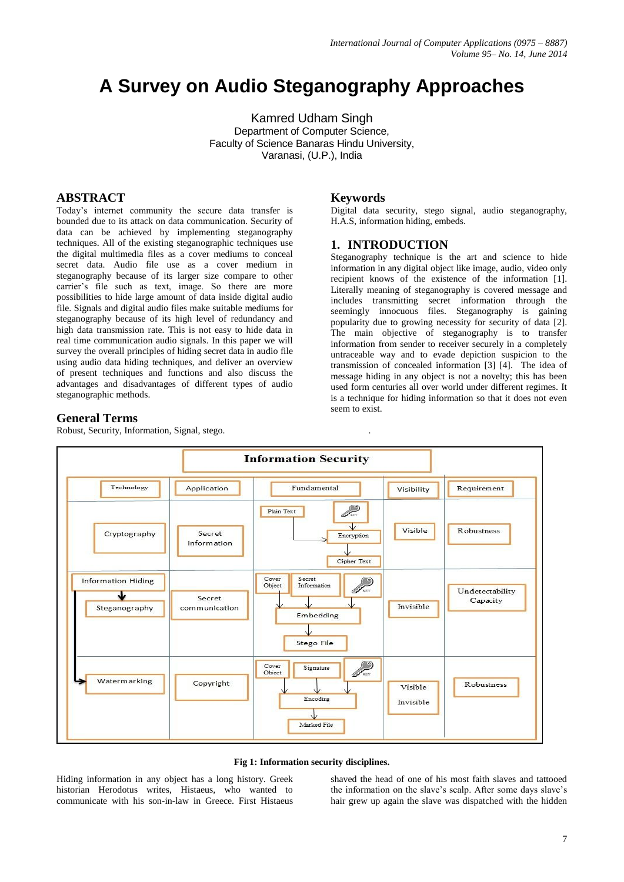# A Survey on Audio Steganography Approaches

Kamred Udham Singh
Department of Computer Science,
Faculty of Science Banaras Hindu University,
Varanasi, (U.P.), India

## ABSTRACT

Today's internet community the secure data transfer is bounded due to its attack on data communication. Security of data can be achieved by implementing steganography techniques. All of the existing steganographic techniques use the digital multimedia files as a cover mediums to conceal secret data. Audio file use as a cover medium in steganography because of its larger size compare to other carrier's file such as text, image. So there are more possibilities to hide large amount of data inside digital audio file. Signals and digital audio files make suitable mediums for steganography because of its high level of redundancy and high data transmission rate. This is not easy to hide data in real time communication audio signals. In this paper we will survey the overall principles of hiding secret data in audio file using audio data hiding techniques, and deliver an overview of present techniques and functions and also discuss the advantages and disadvantages of different types of audio steganographic methods.

## General Terms

Robust, Security, Information, Signal, stego.

## Keywords

Digital data security, stego signal, audio steganography, H.A.S, information hiding, embeds.

## 1. INTRODUCTION

Steganography technique is the art and science to hide information in any digital object like image, audio, video only recipient knows of the existence of the information [1]. Literally meaning of steganography is covered message and includes transmitting secret information through the seemingly innocuous files. Steganography is gaining popularity due to growing necessity for security of data [2]. The main objective of steganography is to transfer information from sender to receiver securely in a completely untraceable way and to evade depiction suspicion to the transmission of concealed information [3] [4]. The idea of message hiding in any object is not a novelty; this has been used form centuries all over world under different regimes. It is a technique for hiding information so that it does not even seem to exist.

**Information Security**

| Technology | Application | Fundamental | Visibility | Requirement |
|---|---|---|---|---|
| Cryptography | Secret Information | Plain Text + KEY → Encryption → Cipher Text | Visible | Robustness |
| Information Hiding → Steganography | Secret communication | Cover Object + Secret Information + KEY → Embedding → Stego File | Invisible | Undetectability Capacity |
| Information Hiding → Watermarking | Copyright | Cover Object + Signature + KEY → Encoding → Marked File | Visible Invisible | Robustness |

**Fig 1: Information security disciplines.**

Hiding information in any object has a long history. Greek historian Herodotus writes, Histaeus, who wanted to communicate with his son-in-law in Greece. First Histaeus shaved the head of one of his most faith slaves and tattooed the information on the slave's scalp. After some days slave's hair grew up again the slave was dispatched with the hidden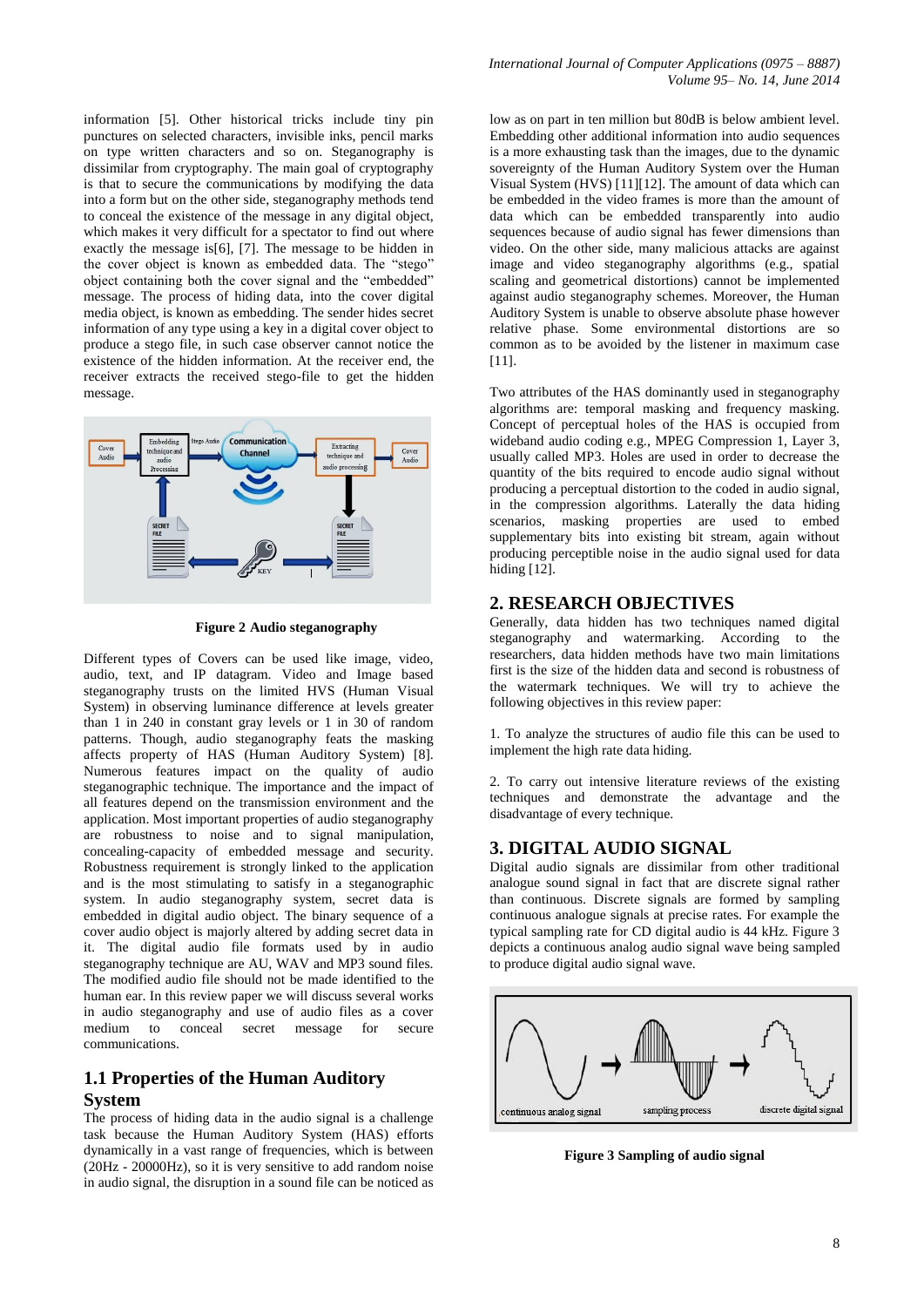information [5]. Other historical tricks include tiny pin punctures on selected characters, invisible inks, pencil marks on type written characters and so on. Steganography is dissimilar from cryptography. The main goal of cryptography is that to secure the communications by modifying the data into a form but on the other side, steganography methods tend to conceal the existence of the message in any digital object, which makes it very difficult for a spectator to find out where exactly the message is[6], [7]. The message to be hidden in the cover object is known as embedded data. The "stego" object containing both the cover signal and the "embedded" message. The process of hiding data, into the cover digital media object, is known as embedding. The sender hides secret information of any type using a key in a digital cover object to produce a stego file, in such case observer cannot notice the existence of the hidden information. At the receiver end, the receiver extracts the received stego-file to get the hidden message.

**Figure 2 Audio steganography**

Different types of Covers can be used like image, video, audio, text, and IP datagram. Video and Image based steganography trusts on the limited HVS (Human Visual System) in observing luminance difference at levels greater than 1 in 240 in constant gray levels or 1 in 30 of random patterns. Though, audio steganography feats the masking affects property of HAS (Human Auditory System) [8]. Numerous features impact on the quality of audio steganographic technique. The importance and the impact of all features depend on the transmission environment and the application. Most important properties of audio steganography are robustness to noise and to signal manipulation, concealing-capacity of embedded message and security. Robustness requirement is strongly linked to the application and is the most stimulating to satisfy in a steganographic system. In audio steganography system, secret data is embedded in digital audio object. The binary sequence of a cover audio object is majorly altered by adding secret data in it. The digital audio file formats used by in audio steganography technique are AU, WAV and MP3 sound files. The modified audio file should not be made identified to the human ear. In this review paper we will discuss several works in audio steganography and use of audio files as a cover medium to conceal secret message for secure communications.

### 1.1 Properties of the Human Auditory System

The process of hiding data in the audio signal is a challenge task because the Human Auditory System (HAS) efforts dynamically in a vast range of frequencies, which is between (20Hz - 20000Hz), so it is very sensitive to add random noise in audio signal, the disruption in a sound file can be noticed as low as on part in ten million but 80dB is below ambient level. Embedding other additional information into audio sequences is a more exhausting task than the images, due to the dynamic sovereignty of the Human Auditory System over the Human Visual System (HVS) [11][12]. The amount of data which can be embedded in the video frames is more than the amount of data which can be embedded transparently into audio sequences because of audio signal has fewer dimensions than video. On the other side, many malicious attacks are against image and video steganography algorithms (e.g., spatial scaling and geometrical distortions) cannot be implemented against audio steganography schemes. Moreover, the Human Auditory System is unable to observe absolute phase however relative phase. Some environmental distortions are so common as to be avoided by the listener in maximum case [11].

Two attributes of the HAS dominantly used in steganography algorithms are: temporal masking and frequency masking. Concept of perceptual holes of the HAS is occupied from wideband audio coding e.g., MPEG Compression 1, Layer 3, usually called MP3. Holes are used in order to decrease the quantity of the bits required to encode audio signal without producing a perceptual distortion to the coded in audio signal, in the compression algorithms. Laterally the data hiding scenarios, masking properties are used to embed supplementary bits into existing bit stream, again without producing perceptible noise in the audio signal used for data hiding [12].

## 2. RESEARCH OBJECTIVES

Generally, data hidden has two techniques named digital steganography and watermarking. According to the researchers, data hidden methods have two main limitations first is the size of the hidden data and second is robustness of the watermark techniques. We will try to achieve the following objectives in this review paper:

1. To analyze the structures of audio file this can be used to implement the high rate data hiding.

2. To carry out intensive literature reviews of the existing techniques and demonstrate the advantage and the disadvantage of every technique.

## 3. DIGITAL AUDIO SIGNAL

Digital audio signals are dissimilar from other traditional analogue sound signal in fact that are discrete signal rather than continuous. Discrete signals are formed by sampling continuous analogue signals at precise rates. For example the typical sampling rate for CD digital audio is 44 kHz. Figure 3 depicts a continuous analog audio signal wave being sampled to produce digital audio signal wave.

**Figure 3 Sampling of audio signal**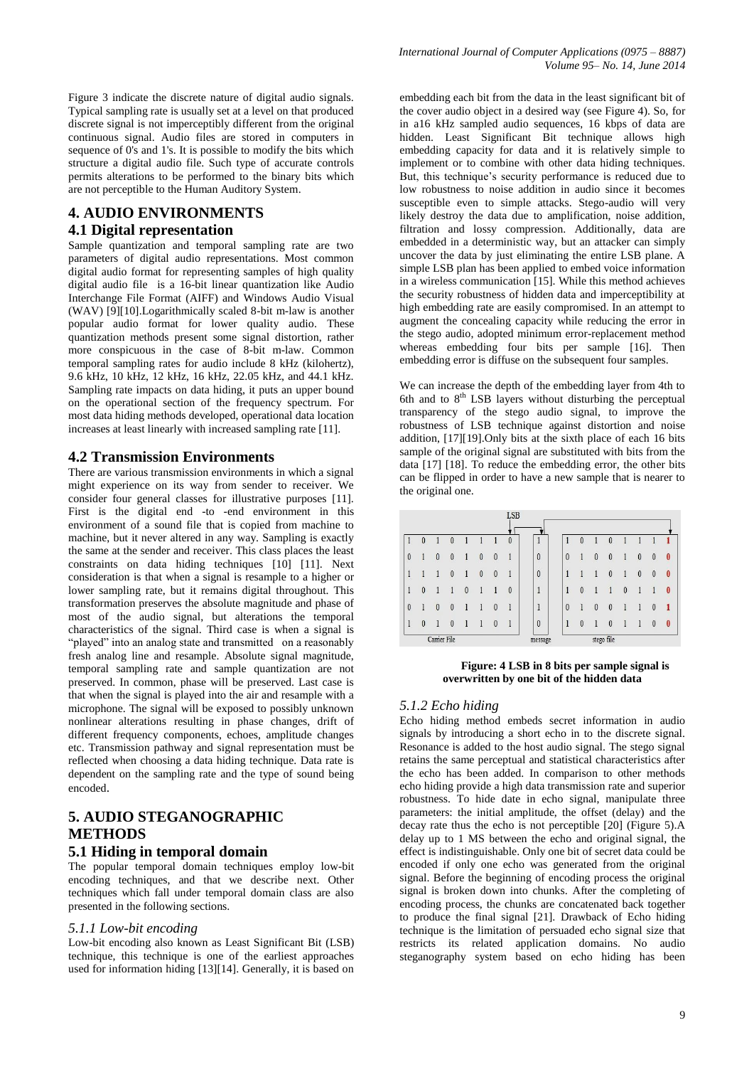Figure 3 indicate the discrete nature of digital audio signals. Typical sampling rate is usually set at a level on that produced discrete signal is not imperceptibly different from the original continuous signal. Audio files are stored in computers in sequence of 0's and 1's. It is possible to modify the bits which structure a digital audio file. Such type of accurate controls permits alterations to be performed to the binary bits which are not perceptible to the Human Auditory System.

## 4. AUDIO ENVIRONMENTS

### 4.1 Digital representation

Sample quantization and temporal sampling rate are two parameters of digital audio representations. Most common digital audio format for representing samples of high quality digital audio file is a 16-bit linear quantization like Audio Interchange File Format (AIFF) and Windows Audio Visual (WAV) [9][10].Logarithmically scaled 8-bit m-law is another popular audio format for lower quality audio. These quantization methods present some signal distortion, rather more conspicuous in the case of 8-bit m-law. Common temporal sampling rates for audio include 8 kHz (kilohertz), 9.6 kHz, 10 kHz, 12 kHz, 16 kHz, 22.05 kHz, and 44.1 kHz. Sampling rate impacts on data hiding, it puts an upper bound on the operational section of the frequency spectrum. For most data hiding methods developed, operational data location increases at least linearly with increased sampling rate [11].

### 4.2 Transmission Environments

There are various transmission environments in which a signal might experience on its way from sender to receiver. We consider four general classes for illustrative purposes [11]. First is the digital end -to -end environment in this environment of a sound file that is copied from machine to machine, but it never altered in any way. Sampling is exactly the same at the sender and receiver. This class places the least constraints on data hiding techniques [10] [11]. Next consideration is that when a signal is resample to a higher or lower sampling rate, but it remains digital throughout. This transformation preserves the absolute magnitude and phase of most of the audio signal, but alterations the temporal characteristics of the signal. Third case is when a signal is "played" into an analog state and transmitted on a reasonably fresh analog line and resample. Absolute signal magnitude, temporal sampling rate and sample quantization are not preserved. In common, phase will be preserved. Last case is that when the signal is played into the air and resample with a microphone. The signal will be exposed to possibly unknown nonlinear alterations resulting in phase changes, drift of different frequency components, echoes, amplitude changes etc. Transmission pathway and signal representation must be reflected when choosing a data hiding technique. Data rate is dependent on the sampling rate and the type of sound being encoded.

## 5. AUDIO STEGANOGRAPHIC METHODS

### 5.1 Hiding in temporal domain

The popular temporal domain techniques employ low-bit encoding techniques, and that we describe next. Other techniques which fall under temporal domain class are also presented in the following sections.

#### *5.1.1 Low-bit encoding*

Low-bit encoding also known as Least Significant Bit (LSB) technique, this technique is one of the earliest approaches used for information hiding [13][14]. Generally, it is based on embedding each bit from the data in the least significant bit of the cover audio object in a desired way (see Figure 4). So, for in a16 kHz sampled audio sequences, 16 kbps of data are hidden. Least Significant Bit technique allows high embedding capacity for data and it is relatively simple to implement or to combine with other data hiding techniques. But, this technique's security performance is reduced due to low robustness to noise addition in audio since it becomes susceptible even to simple attacks. Stego-audio will very likely destroy the data due to amplification, noise addition, filtration and lossy compression. Additionally, data are embedded in a deterministic way, but an attacker can simply uncover the data by just eliminating the entire LSB plane. A simple LSB plan has been applied to embed voice information in a wireless communication [15]. While this method achieves the security robustness of hidden data and imperceptibility at high embedding rate are easily compromised. In an attempt to augment the concealing capacity while reducing the error in the stego audio, adopted minimum error-replacement method whereas embedding four bits per sample [16]. Then embedding error is diffuse on the subsequent four samples.

We can increase the depth of the embedding layer from 4th to 6th and to 8th LSB layers without disturbing the perceptual transparency of the stego audio signal, to improve the robustness of LSB technique against distortion and noise addition, [17][19].Only bits at the sixth place of each 16 bits sample of the original signal are substituted with bits from the data [17] [18]. To reduce the embedding error, the other bits can be flipped in order to have a new sample that is nearer to the original one.

| Carrier File | message | stego file |
|---|---|---|
| 1 0 1 0 1 1 1 0 | 1 | 1 0 1 0 1 1 1 1 |
| 0 1 0 0 1 0 0 1 | 0 | 0 1 0 0 1 0 0 0 |
| 1 1 1 0 1 0 0 1 | 0 | 1 1 1 0 1 0 0 0 |
| 1 0 1 1 0 1 1 0 | 1 | 1 0 1 1 0 1 1 0 |
| 0 1 0 0 1 1 0 1 | 1 | 0 1 0 0 1 1 0 1 |
| 1 0 1 0 1 1 0 1 | 0 | 1 0 1 0 1 1 0 0 |

**Figure: 4 LSB in 8 bits per sample signal is overwritten by one bit of the hidden data**

#### *5.1.2 Echo hiding*

Echo hiding method embeds secret information in audio signals by introducing a short echo in to the discrete signal. Resonance is added to the host audio signal. The stego signal retains the same perceptual and statistical characteristics after the echo has been added. In comparison to other methods echo hiding provide a high data transmission rate and superior robustness. To hide date in echo signal, manipulate three parameters: the initial amplitude, the offset (delay) and the decay rate thus the echo is not perceptible [20] (Figure 5).A delay up to 1 MS between the echo and original signal, the effect is indistinguishable. Only one bit of secret data could be encoded if only one echo was generated from the original signal. Before the beginning of encoding process the original signal is broken down into chunks. After the completing of encoding process, the chunks are concatenated back together to produce the final signal [21]. Drawback of Echo hiding technique is the limitation of persuaded echo signal size that restricts its related application domains. No audio steganography system based on echo hiding has been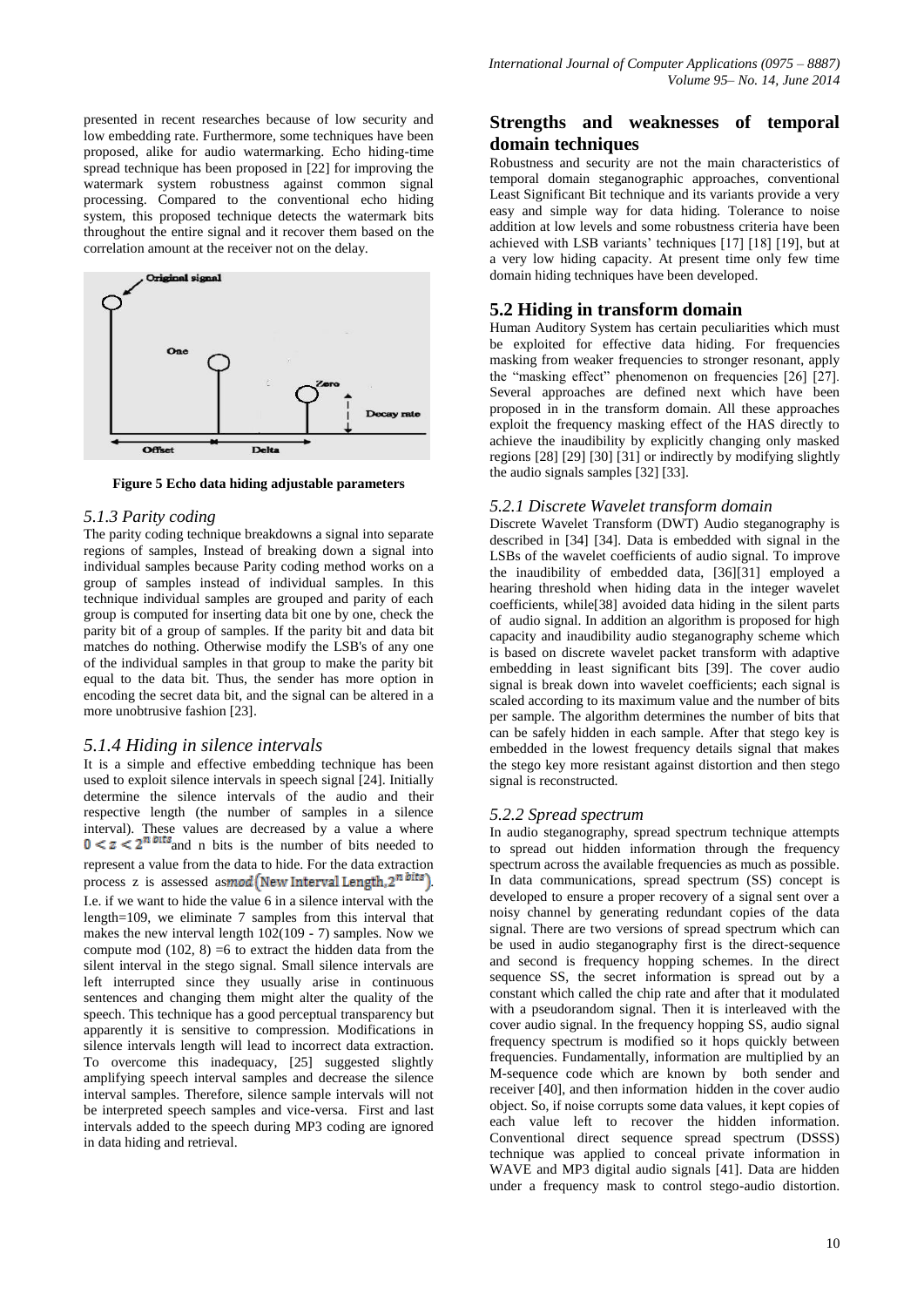presented in recent researches because of low security and low embedding rate. Furthermore, some techniques have been proposed, alike for audio watermarking. Echo hiding-time spread technique has been proposed in [22] for improving the watermark system robustness against common signal processing. Compared to the conventional echo hiding system, this proposed technique detects the watermark bits throughout the entire signal and it recover them based on the correlation amount at the receiver not on the delay.

**Figure 5 Echo data hiding adjustable parameters**

### *5.1.3 Parity coding*

The parity coding technique breakdowns a signal into separate regions of samples, Instead of breaking down a signal into individual samples because Parity coding method works on a group of samples instead of individual samples. In this technique individual samples are grouped and parity of each group is computed for inserting data bit one by one, check the parity bit of a group of samples. If the parity bit and data bit matches do nothing. Otherwise modify the LSB's of any one of the individual samples in that group to make the parity bit equal to the data bit. Thus, the sender has more option in encoding the secret data bit, and the signal can be altered in a more unobtrusive fashion [23].

### *5.1.4 Hiding in silence intervals*

It is a simple and effective embedding technique has been used to exploit silence intervals in speech signal [24]. Initially determine the silence intervals of the audio and their respective length (the number of samples in a silence interval). These values are decreased by a value a where $0 < z < 2^{n\ bits}$ and n bits is the number of bits needed to represent a value from the data to hide. For the data extraction process z is assessed as $mod(\text{New Interval Length}, 2^{n\ bits})$. I.e. if we want to hide the value 6 in a silence interval with the length=109, we eliminate 7 samples from this interval that makes the new interval length 102(109 - 7) samples. Now we compute mod (102, 8) =6 to extract the hidden data from the silent interval in the stego signal. Small silence intervals are left interrupted since they usually arise in continuous sentences and changing them might alter the quality of the speech. This technique has a good perceptual transparency but apparently it is sensitive to compression. Modifications in silence intervals length will lead to incorrect data extraction. To overcome this inadequacy, [25] suggested slightly amplifying speech interval samples and decrease the silence interval samples. Therefore, silence sample intervals will not be interpreted speech samples and vice-versa. First and last intervals added to the speech during MP3 coding are ignored in data hiding and retrieval.

## Strengths and weaknesses of temporal domain techniques

Robustness and security are not the main characteristics of temporal domain steganographic approaches, conventional Least Significant Bit technique and its variants provide a very easy and simple way for data hiding. Tolerance to noise addition at low levels and some robustness criteria have been achieved with LSB variants' techniques [17] [18] [19], but at a very low hiding capacity. At present time only few time domain hiding techniques have been developed.

## 5.2 Hiding in transform domain

Human Auditory System has certain peculiarities which must be exploited for effective data hiding. For frequencies masking from weaker frequencies to stronger resonant, apply the "masking effect" phenomenon on frequencies [26] [27]. Several approaches are defined next which have been proposed in in the transform domain. All these approaches exploit the frequency masking effect of the HAS directly to achieve the inaudibility by explicitly changing only masked regions [28] [29] [30] [31] or indirectly by modifying slightly the audio signals samples [32] [33].

### *5.2.1 Discrete Wavelet transform domain*

Discrete Wavelet Transform (DWT) Audio steganography is described in [34] [34]. Data is embedded with signal in the LSBs of the wavelet coefficients of audio signal. To improve the inaudibility of embedded data, [36][31] employed a hearing threshold when hiding data in the integer wavelet coefficients, while[38] avoided data hiding in the silent parts of audio signal. In addition an algorithm is proposed for high capacity and inaudibility audio steganography scheme which is based on discrete wavelet packet transform with adaptive embedding in least significant bits [39]. The cover audio signal is break down into wavelet coefficients; each signal is scaled according to its maximum value and the number of bits per sample. The algorithm determines the number of bits that can be safely hidden in each sample. After that stego key is embedded in the lowest frequency details signal that makes the stego key more resistant against distortion and then stego signal is reconstructed.

### *5.2.2 Spread spectrum*

In audio steganography, spread spectrum technique attempts to spread out hidden information through the frequency spectrum across the available frequencies as much as possible. In data communications, spread spectrum (SS) concept is developed to ensure a proper recovery of a signal sent over a noisy channel by generating redundant copies of the data signal. There are two versions of spread spectrum which can be used in audio steganography first is the direct-sequence and second is frequency hopping schemes. In the direct sequence SS, the secret information is spread out by a constant which called the chip rate and after that it modulated with a pseudorandom signal. Then it is interleaved with the cover audio signal. In the frequency hopping SS, audio signal frequency spectrum is modified so it hops quickly between frequencies. Fundamentally, information are multiplied by an M-sequence code which are known by both sender and receiver [40], and then information hidden in the cover audio object. So, if noise corrupts some data values, it kept copies of each value left to recover the hidden information. Conventional direct sequence spread spectrum (DSSS) technique was applied to conceal private information in WAVE and MP3 digital audio signals [41]. Data are hidden under a frequency mask to control stego-audio distortion.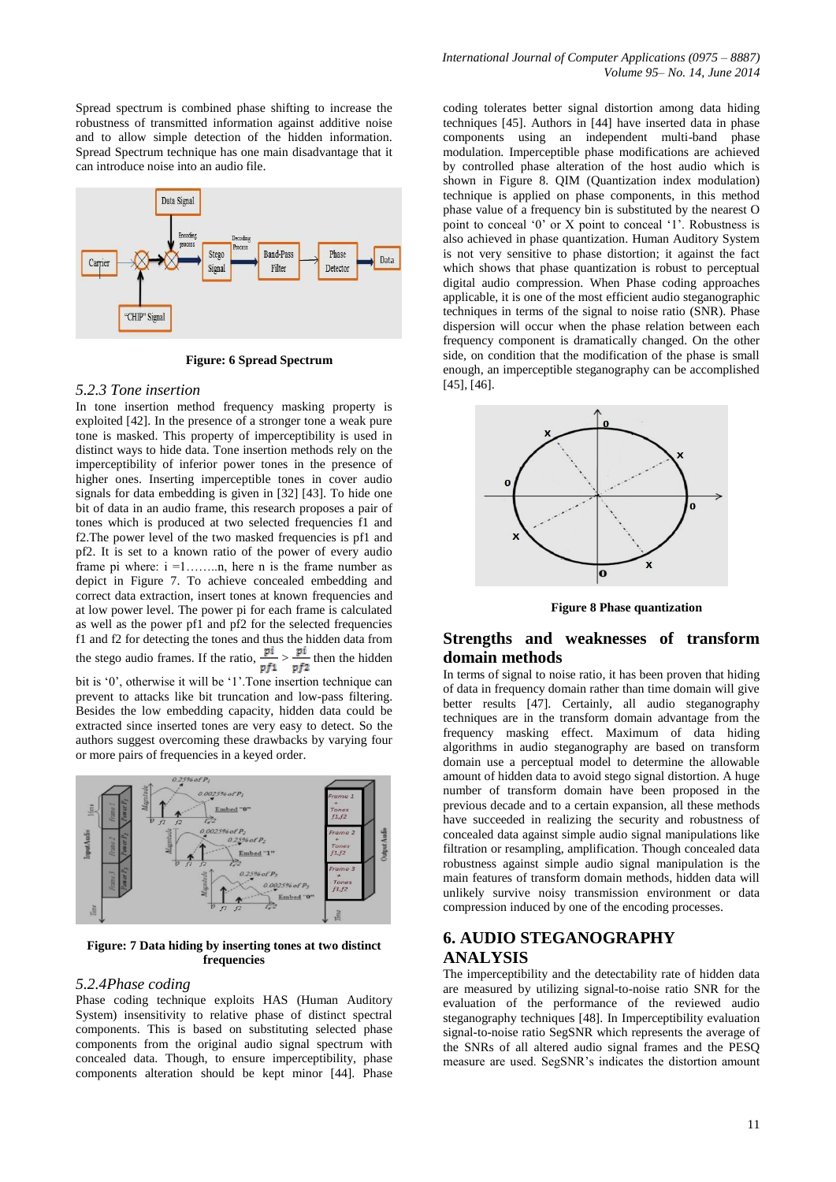Spread spectrum is combined phase shifting to increase the robustness of transmitted information against additive noise and to allow simple detection of the hidden information. Spread Spectrum technique has one main disadvantage that it can introduce noise into an audio file.

**Figure: 6 Spread Spectrum**

### *5.2.3 Tone insertion*

In tone insertion method frequency masking property is exploited [42]. In the presence of a stronger tone a weak pure tone is masked. This property of imperceptibility is used in distinct ways to hide data. Tone insertion methods rely on the imperceptibility of inferior power tones in the presence of higher ones. Inserting imperceptible tones in cover audio signals for data embedding is given in [32] [43]. To hide one bit of data in an audio frame, this research proposes a pair of tones which is produced at two selected frequencies f1 and f2.The power level of the two masked frequencies is pf1 and pf2. It is set to a known ratio of the power of every audio frame pi where: i =1……..n, here n is the frame number as depict in Figure 7. To achieve concealed embedding and correct data extraction, insert tones at known frequencies and at low power level. The power pi for each frame is calculated as well as the power pf1 and pf2 for the selected frequencies f1 and f2 for detecting the tones and thus the hidden data from the stego audio frames. If the ratio, $\frac{pi}{pf1} > \frac{pi}{pf2}$ then the hidden bit is '0', otherwise it will be '1'.Tone insertion technique can prevent to attacks like bit truncation and low-pass filtering. Besides the low embedding capacity, hidden data could be extracted since inserted tones are very easy to detect. So the authors suggest overcoming these drawbacks by varying four or more pairs of frequencies in a keyed order.

**Figure: 7 Data hiding by inserting tones at two distinct frequencies**

### *5.2.4Phase coding*

Phase coding technique exploits HAS (Human Auditory System) insensitivity to relative phase of distinct spectral components. This is based on substituting selected phase components from the original audio signal spectrum with concealed data. Though, to ensure imperceptibility, phase components alteration should be kept minor [44]. Phase coding tolerates better signal distortion among data hiding techniques [45]. Authors in [44] have inserted data in phase components using an independent multi-band phase modulation. Imperceptible phase modifications are achieved by controlled phase alteration of the host audio which is shown in Figure 8. QIM (Quantization index modulation) technique is applied on phase components, in this method phase value of a frequency bin is substituted by the nearest O point to conceal '0' or X point to conceal '1'. Robustness is also achieved in phase quantization. Human Auditory System is not very sensitive to phase distortion; it against the fact which shows that phase quantization is robust to perceptual digital audio compression. When Phase coding approaches applicable, it is one of the most efficient audio steganographic techniques in terms of the signal to noise ratio (SNR). Phase dispersion will occur when the phase relation between each frequency component is dramatically changed. On the other side, on condition that the modification of the phase is small enough, an imperceptible steganography can be accomplished [45], [46].

**Figure 8 Phase quantization**

## Strengths and weaknesses of transform domain methods

In terms of signal to noise ratio, it has been proven that hiding of data in frequency domain rather than time domain will give better results [47]. Certainly, all audio steganography techniques are in the transform domain advantage from the frequency masking effect. Maximum of data hiding algorithms in audio steganography are based on transform domain use a perceptual model to determine the allowable amount of hidden data to avoid stego signal distortion. A huge number of transform domain have been proposed in the previous decade and to a certain expansion, all these methods have succeeded in realizing the security and robustness of concealed data against simple audio signal manipulations like filtration or resampling, amplification. Though concealed data robustness against simple audio signal manipulation is the main features of transform domain methods, hidden data will unlikely survive noisy transmission environment or data compression induced by one of the encoding processes.

## 6. AUDIO STEGANOGRAPHY ANALYSIS

The imperceptibility and the detectability rate of hidden data are measured by utilizing signal-to-noise ratio SNR for the evaluation of the performance of the reviewed audio steganography techniques [48]. In Imperceptibility evaluation signal-to-noise ratio SegSNR which represents the average of the SNRs of all altered audio signal frames and the PESQ measure are used. SegSNR's indicates the distortion amount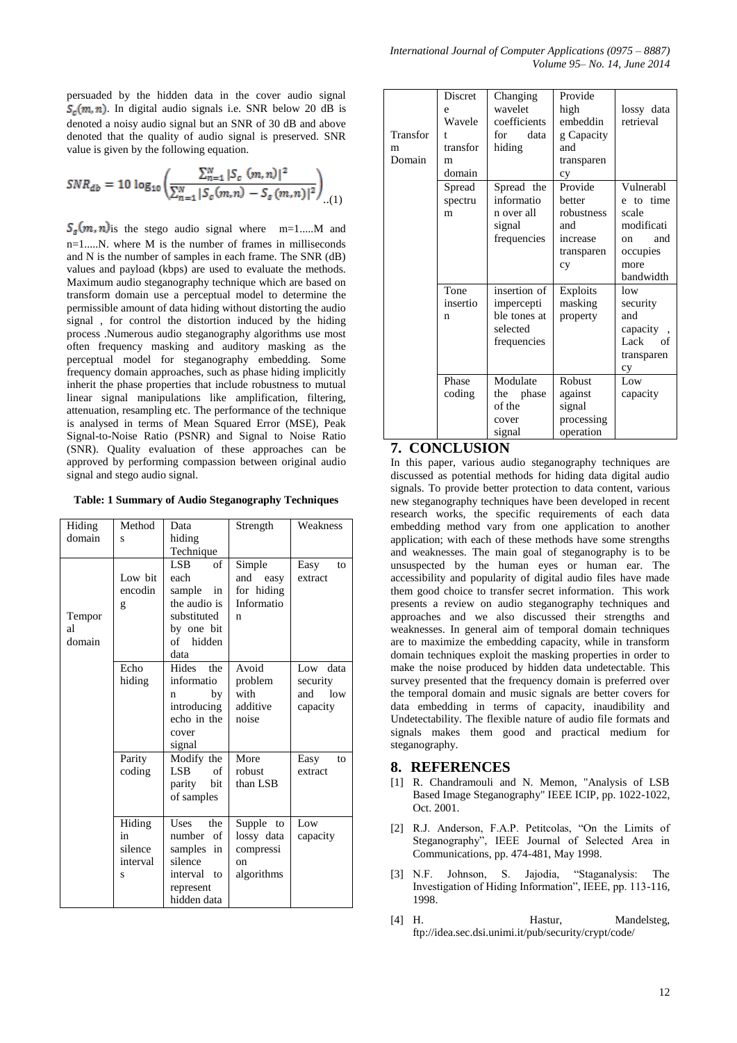persuaded by the hidden data in the cover audio signal $S_c(m,n)$. In digital audio signals i.e. SNR below 20 dB is denoted a noisy audio signal but an SNR of 30 dB and above denoted that the quality of audio signal is preserved. SNR value is given by the following equation.

$$SNR_{db} = 10 \log_{10} \left( \frac{\sum_{n=1}^{N} |S_c(m,n)|^2}{\sum_{n=1}^{N} |S_c(m,n) - S_s(m,n)|^2} \right) \quad ..(1)$$

$S_s(m,n)$ is the stego audio signal where m=1.....M and n=1.....N. where M is the number of frames in milliseconds and N is the number of samples in each frame. The SNR (dB) values and payload (kbps) are used to evaluate the methods. Maximum audio steganography technique which are based on transform domain use a perceptual model to determine the permissible amount of data hiding without distorting the audio signal , for control the distortion induced by the hiding process .Numerous audio steganography algorithms use most often frequency masking and auditory masking as the perceptual model for steganography embedding. Some frequency domain approaches, such as phase hiding implicitly inherit the phase properties that include robustness to mutual linear signal manipulations like amplification, filtering, attenuation, resampling etc. The performance of the technique is analysed in terms of Mean Squared Error (MSE), Peak Signal-to-Noise Ratio (PSNR) and Signal to Noise Ratio (SNR). Quality evaluation of these approaches can be approved by performing compassion between original audio signal and stego audio signal.

**Table: 1 Summary of Audio Steganography Techniques**

| Hiding domain | Methods | Data hiding Technique | Strength | Weakness |
|---|---|---|---|---|
| Temporal domain | Low bit encoding | LSB of each sample in the audio is substituted by one bit of hidden data | Simple and easy for hiding Information | Easy to extract |
| | Echo hiding | Hides the information by introducing echo in the cover signal | Avoid problem with additive noise | Low data security and low capacity |
| | Parity coding | Modify the LSB of parity bit of samples | More robust than LSB | Easy to extract |
| | Hiding in silence intervals | Uses the number of samples in silence interval to represent hidden data | Supple to lossy data compression algorithms | Low capacity |
| Transform Domain | Discrete Wavelet transform domain | Changing wavelet coefficients for data hiding | Provide high embedding Capacity and transparency | lossy data retrieval |
| | Spread spectrum | Spread the information over all signal frequencies | Provide better robustness and increase transparency | Vulnerable to time scale modification and occupies more bandwidth |
| | Tone insertion | insertion of imperceptible tones at selected frequencies | Exploits masking property | low security and capacity , Lack of transparency |
| | Phase coding | Modulate the phase of the cover signal | Robust against signal processing operation | Low capacity |

## 7. CONCLUSION

In this paper, various audio steganography techniques are discussed as potential methods for hiding data digital audio signals. To provide better protection to data content, various new steganography techniques have been developed in recent research works, the specific requirements of each data embedding method vary from one application to another application; with each of these methods have some strengths and weaknesses. The main goal of steganography is to be unsuspected by the human eyes or human ear. The accessibility and popularity of digital audio files have made them good choice to transfer secret information. This work presents a review on audio steganography techniques and approaches and we also discussed their strengths and weaknesses. In general aim of temporal domain techniques are to maximize the embedding capacity, while in transform domain techniques exploit the masking properties in order to make the noise produced by hidden data undetectable. This survey presented that the frequency domain is preferred over the temporal domain and music signals are better covers for data embedding in terms of capacity, inaudibility and Undetectability. The flexible nature of audio file formats and signals makes them good and practical medium for steganography.

## 8. REFERENCES

[1] R. Chandramouli and N. Memon, "Analysis of LSB Based Image Steganography" IEEE ICIP, pp. 1022-1022, Oct. 2001.

[2] R.J. Anderson, F.A.P. Petitcolas, "On the Limits of Steganography", IEEE Journal of Selected Area in Communications, pp. 474-481, May 1998.

[3] N.F. Johnson, S. Jajodia, "Staganalysis: The Investigation of Hiding Information", IEEE, pp. 113-116, 1998.

[4] H. Hastur, Mandelsteg, ftp://idea.sec.dsi.unimi.it/pub/security/crypt/code/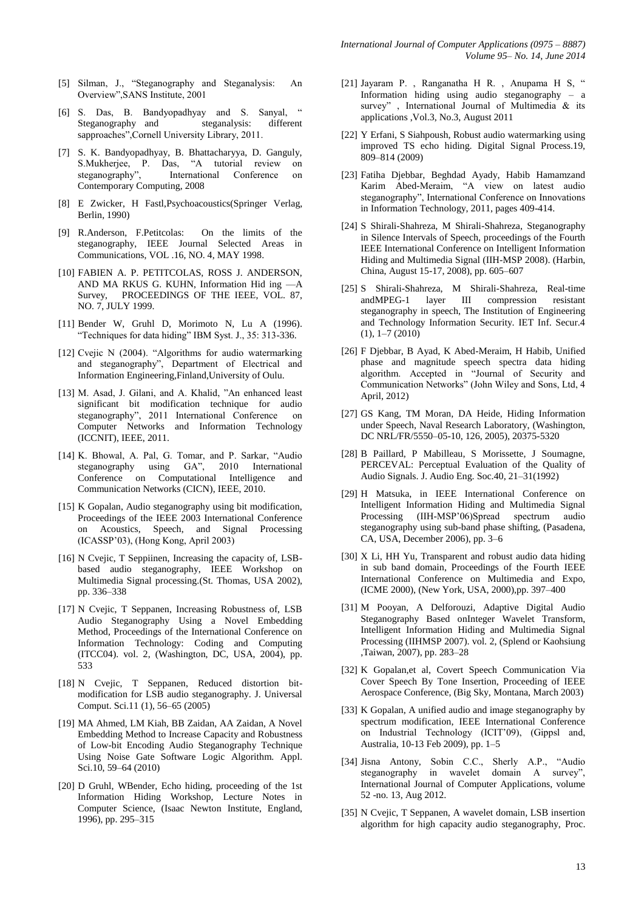[5] Silman, J., "Steganography and Steganalysis: An Overview",SANS Institute, 2001

[6] S. Das, B. Bandyopadhyay and S. Sanyal, " Steganography and steganalysis: different sapproaches",Cornell University Library, 2011.

[7] S. K. Bandyopadhyay, B. Bhattacharyya, D. Ganguly, S.Mukherjee, P. Das, "A tutorial review on steganography", International Conference on Contemporary Computing, 2008

[8] E Zwicker, H Fastl,Psychoacoustics(Springer Verlag, Berlin, 1990)

[9] R.Anderson, F.Petitcolas: On the limits of the steganography, IEEE Journal Selected Areas in Communications, VOL .16, NO. 4, MAY 1998.

[10] FABIEN A. P. PETITCOLAS, ROSS J. ANDERSON, AND MA RKUS G. KUHN, Information Hid ing —A Survey, PROCEEDINGS OF THE IEEE, VOL. 87, NO. 7, JULY 1999.

[11] Bender W, Gruhl D, Morimoto N, Lu A (1996). "Techniques for data hiding" IBM Syst. J., 35: 313-336.

[12] Cvejic N (2004). "Algorithms for audio watermarking and steganography", Department of Electrical and Information Engineering,Finland,University of Oulu.

[13] M. Asad, J. Gilani, and A. Khalid, "An enhanced least significant bit modification technique for audio steganography", 2011 International Conference on Computer Networks and Information Technology (ICCNIT), IEEE, 2011.

[14] K. Bhowal, A. Pal, G. Tomar, and P. Sarkar, "Audio steganography using GA", 2010 International Conference on Computational Intelligence and Communication Networks (CICN), IEEE, 2010.

[15] K Gopalan, Audio steganography using bit modification, Proceedings of the IEEE 2003 International Conference on Acoustics, Speech, and Signal Processing (ICASSP'03), (Hong Kong, April 2003)

[16] N Cvejic, T Seppiinen, Increasing the capacity of, LSB-based audio steganography, IEEE Workshop on Multimedia Signal processing.(St. Thomas, USA 2002), pp. 336–338

[17] N Cvejic, T Seppanen, Increasing Robustness of, LSB Audio Steganography Using a Novel Embedding Method, Proceedings of the International Conference on Information Technology: Coding and Computing (ITCC04). vol. 2, (Washington, DC, USA, 2004), pp. 533

[18] N Cvejic, T Seppanen, Reduced distortion bit-modification for LSB audio steganography. J. Universal Comput. Sci.11 (1), 56–65 (2005)

[19] MA Ahmed, LM Kiah, BB Zaidan, AA Zaidan, A Novel Embedding Method to Increase Capacity and Robustness of Low-bit Encoding Audio Steganography Technique Using Noise Gate Software Logic Algorithm. Appl. Sci.10, 59–64 (2010)

[20] D Gruhl, WBender, Echo hiding, proceeding of the 1st Information Hiding Workshop, Lecture Notes in Computer Science, (Isaac Newton Institute, England, 1996), pp. 295–315

[21] Jayaram P. , Ranganatha H R. , Anupama H S, " Information hiding using audio steganography – a survey" , International Journal of Multimedia & its applications ,Vol.3, No.3, August 2011

[22] Y Erfani, S Siahpoush, Robust audio watermarking using improved TS echo hiding. Digital Signal Process.19, 809–814 (2009)

[23] Fatiha Djebbar, Beghdad Ayady, Habib Hamamzand Karim Abed-Meraim, "A view on latest audio steganography", International Conference on Innovations in Information Technology, 2011, pages 409-414.

[24] S Shirali-Shahreza, M Shirali-Shahreza, Steganography in Silence Intervals of Speech, proceedings of the Fourth IEEE International Conference on Intelligent Information Hiding and Multimedia Signal (IIH-MSP 2008). (Harbin, China, August 15-17, 2008), pp. 605–607

[25] S Shirali-Shahreza, M Shirali-Shahreza, Real-time andMPEG-1 layer III compression resistant steganography in speech, The Institution of Engineering and Technology Information Security. IET Inf. Secur.4 (1), 1–7 (2010)

[26] F Djebbar, B Ayad, K Abed-Meraim, H Habib, Unified phase and magnitude speech spectra data hiding algorithm. Accepted in "Journal of Security and Communication Networks" (John Wiley and Sons, Ltd, 4 April, 2012)

[27] GS Kang, TM Moran, DA Heide, Hiding Information under Speech, Naval Research Laboratory, (Washington, DC NRL/FR/5550–05-10, 126, 2005), 20375-5320

[28] B Paillard, P Mabilleau, S Morissette, J Soumagne, PERCEVAL: Perceptual Evaluation of the Quality of Audio Signals. J. Audio Eng. Soc.40, 21–31(1992)

[29] H Matsuka, in IEEE International Conference on Intelligent Information Hiding and Multimedia Signal Processing (IIH-MSP'06)Spread spectrum audio steganography using sub-band phase shifting, (Pasadena, CA, USA, December 2006), pp. 3–6

[30] X Li, HH Yu, Transparent and robust audio data hiding in sub band domain, Proceedings of the Fourth IEEE International Conference on Multimedia and Expo, (ICME 2000), (New York, USA, 2000),pp. 397–400

[31] M Pooyan, A Delforouzi, Adaptive Digital Audio Steganography Based onInteger Wavelet Transform, Intelligent Information Hiding and Multimedia Signal Processing (IIHMSP 2007). vol. 2, (Splend or Kaohsiung ,Taiwan, 2007), pp. 283–28

[32] K Gopalan,et al, Covert Speech Communication Via Cover Speech By Tone Insertion, Proceeding of IEEE Aerospace Conference, (Big Sky, Montana, March 2003)

[33] K Gopalan, A unified audio and image steganography by spectrum modification, IEEE International Conference on Industrial Technology (ICIT'09), (Gippsl and, Australia, 10-13 Feb 2009), pp. 1–5

[34] Jisna Antony, Sobin C.C., Sherly A.P., "Audio steganography in wavelet domain A survey", International Journal of Computer Applications, volume 52 -no. 13, Aug 2012.

[35] N Cvejic, T Seppanen, A wavelet domain, LSB insertion algorithm for high capacity audio steganography, Proc.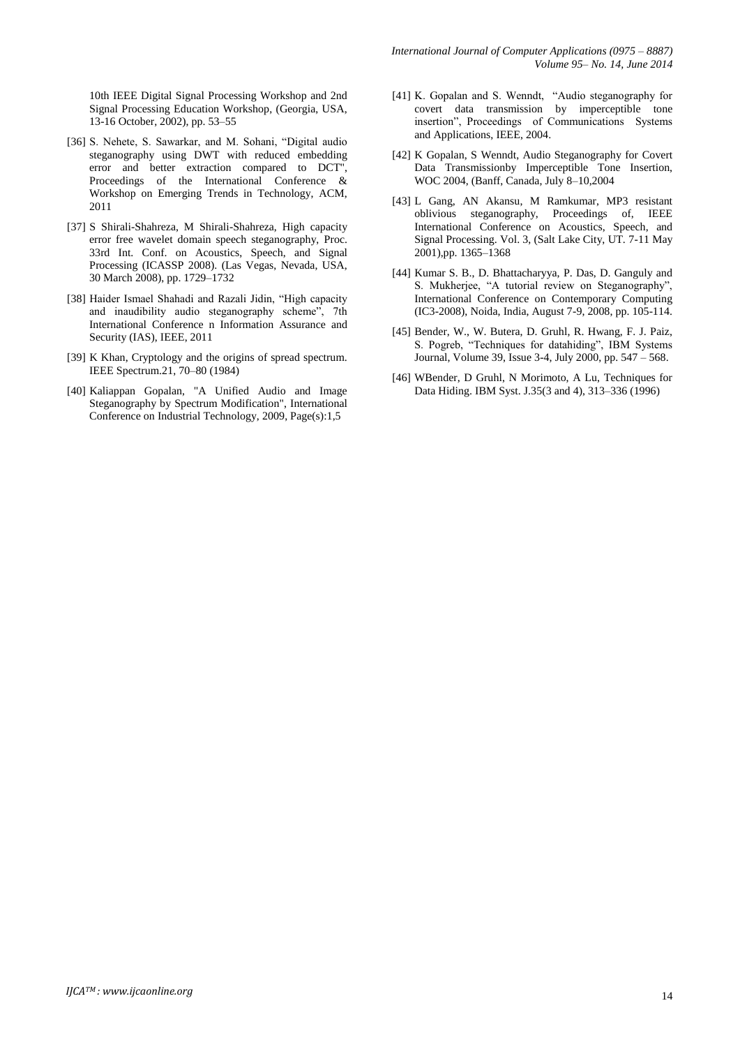10th IEEE Digital Signal Processing Workshop and 2nd Signal Processing Education Workshop, (Georgia, USA, 13-16 October, 2002), pp. 53–55

[36] S. Nehete, S. Sawarkar, and M. Sohani, "Digital audio steganography using DWT with reduced embedding error and better extraction compared to DCT", Proceedings of the International Conference & Workshop on Emerging Trends in Technology, ACM, 2011

[37] S Shirali-Shahreza, M Shirali-Shahreza, High capacity error free wavelet domain speech steganography, Proc. 33rd Int. Conf. on Acoustics, Speech, and Signal Processing (ICASSP 2008). (Las Vegas, Nevada, USA, 30 March 2008), pp. 1729–1732

[38] Haider Ismael Shahadi and Razali Jidin, "High capacity and inaudibility audio steganography scheme", 7th International Conference n Information Assurance and Security (IAS), IEEE, 2011

[39] K Khan, Cryptology and the origins of spread spectrum. IEEE Spectrum.21, 70–80 (1984)

[40] Kaliappan Gopalan, "A Unified Audio and Image Steganography by Spectrum Modification", International Conference on Industrial Technology, 2009, Page(s):1,5

[41] K. Gopalan and S. Wenndt, "Audio steganography for covert data transmission by imperceptible tone insertion", Proceedings of Communications Systems and Applications, IEEE, 2004.

[42] K Gopalan, S Wenndt, Audio Steganography for Covert Data Transmissionby Imperceptible Tone Insertion, WOC 2004, (Banff, Canada, July 8–10,2004

[43] L Gang, AN Akansu, M Ramkumar, MP3 resistant oblivious steganography, Proceedings of, IEEE International Conference on Acoustics, Speech, and Signal Processing. Vol. 3, (Salt Lake City, UT. 7-11 May 2001),pp. 1365–1368

[44] Kumar S. B., D. Bhattacharyya, P. Das, D. Ganguly and S. Mukherjee, "A tutorial review on Steganography", International Conference on Contemporary Computing (IC3-2008), Noida, India, August 7-9, 2008, pp. 105-114.

[45] Bender, W., W. Butera, D. Gruhl, R. Hwang, F. J. Paiz, S. Pogreb, "Techniques for datahiding", IBM Systems Journal, Volume 39, Issue 3-4, July 2000, pp. 547 – 568.

[46] WBender, D Gruhl, N Morimoto, A Lu, Techniques for Data Hiding. IBM Syst. J.35(3 and 4), 313–336 (1996)